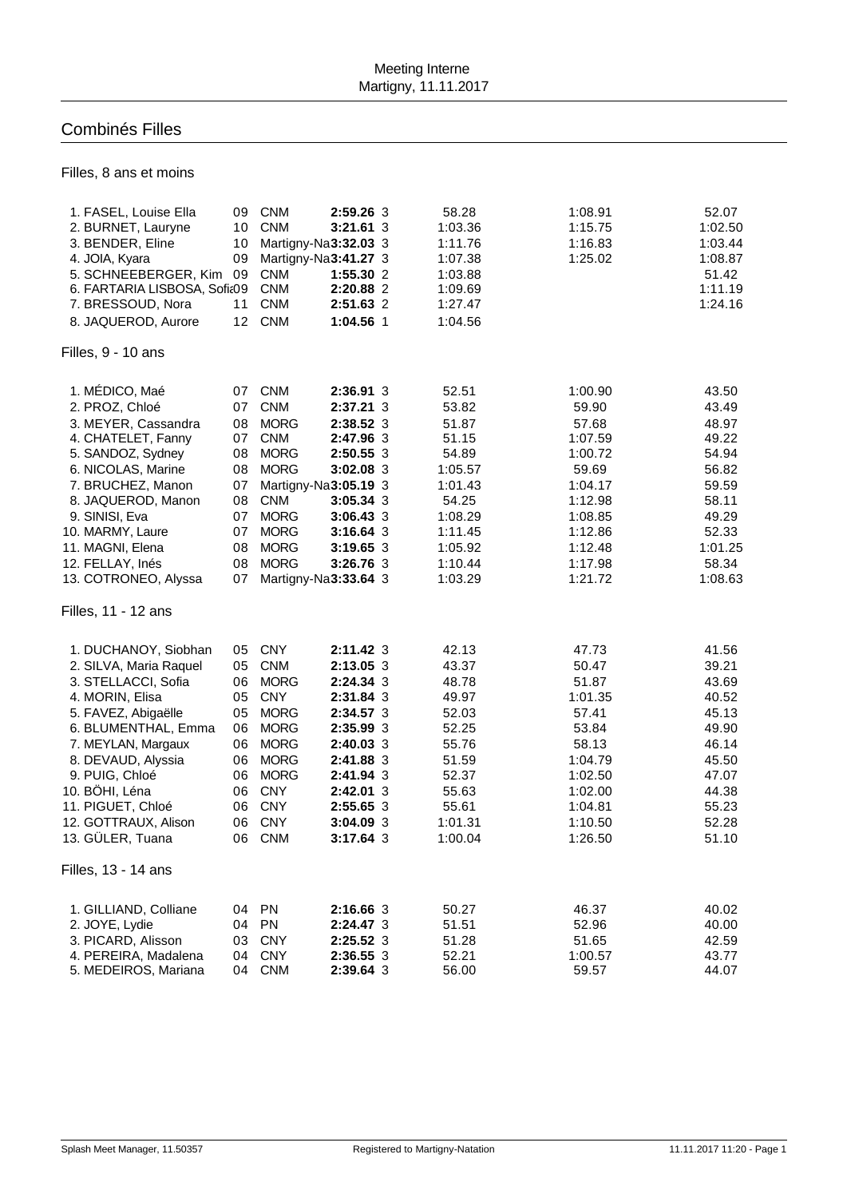Meeting Interne
Martigny, 11.11.2017

## Combinés Filles

### Filles, 8 ans et moins

| Rang | Nom | Année | Club | Total | Nb | | | |
|---|---|---|---|---|---|---|---|---|
| 1. | FASEL, Louise Ella | 09 | CNM | **2:59.26** | 3 | 58.28 | 1:08.91 | 52.07 |
| 2. | BURNET, Lauryne | 10 | CNM | **3:21.61** | 3 | 1:03.36 | 1:15.75 | 1:02.50 |
| 3. | BENDER, Eline | 10 | Martigny-Na | **3:32.03** | 3 | 1:11.76 | 1:16.83 | 1:03.44 |
| 4. | JOIA, Kyara | 09 | Martigny-Na | **3:41.27** | 3 | 1:07.38 | 1:25.02 | 1:08.87 |
| 5. | SCHNEEBERGER, Kim | 09 | CNM | **1:55.30** | 2 | 1:03.88 | | 51.42 |
| 6. | FARTARIA LISBOSA, Sofia | 09 | CNM | **2:20.88** | 2 | 1:09.69 | | 1:11.19 |
| 7. | BRESSOUD, Nora | 11 | CNM | **2:51.63** | 2 | 1:27.47 | | 1:24.16 |
| 8. | JAQUEROD, Aurore | 12 | CNM | **1:04.56** | 1 | 1:04.56 | | |

### Filles, 9 - 10 ans

| Rang | Nom | Année | Club | Total | Nb | | | |
|---|---|---|---|---|---|---|---|---|
| 1. | MÉDICO, Maé | 07 | CNM | **2:36.91** | 3 | 52.51 | 1:00.90 | 43.50 |
| 2. | PROZ, Chloé | 07 | CNM | **2:37.21** | 3 | 53.82 | 59.90 | 43.49 |
| 3. | MEYER, Cassandra | 08 | MORG | **2:38.52** | 3 | 51.87 | 57.68 | 48.97 |
| 4. | CHATELET, Fanny | 07 | CNM | **2:47.96** | 3 | 51.15 | 1:07.59 | 49.22 |
| 5. | SANDOZ, Sydney | 08 | MORG | **2:50.55** | 3 | 54.89 | 1:00.72 | 54.94 |
| 6. | NICOLAS, Marine | 08 | MORG | **3:02.08** | 3 | 1:05.57 | 59.69 | 56.82 |
| 7. | BRUCHEZ, Manon | 07 | Martigny-Na | **3:05.19** | 3 | 1:01.43 | 1:04.17 | 59.59 |
| 8. | JAQUEROD, Manon | 08 | CNM | **3:05.34** | 3 | 54.25 | 1:12.98 | 58.11 |
| 9. | SINISI, Eva | 07 | MORG | **3:06.43** | 3 | 1:08.29 | 1:08.85 | 49.29 |
| 10. | MARMY, Laure | 07 | MORG | **3:16.64** | 3 | 1:11.45 | 1:12.86 | 52.33 |
| 11. | MAGNI, Elena | 08 | MORG | **3:19.65** | 3 | 1:05.92 | 1:12.48 | 1:01.25 |
| 12. | FELLAY, Inés | 08 | MORG | **3:26.76** | 3 | 1:10.44 | 1:17.98 | 58.34 |
| 13. | COTRONEO, Alyssa | 07 | Martigny-Na | **3:33.64** | 3 | 1:03.29 | 1:21.72 | 1:08.63 |

### Filles, 11 - 12 ans

| Rang | Nom | Année | Club | Total | Nb | | | |
|---|---|---|---|---|---|---|---|---|
| 1. | DUCHANOY, Siobhan | 05 | CNY | **2:11.42** | 3 | 42.13 | 47.73 | 41.56 |
| 2. | SILVA, Maria Raquel | 05 | CNM | **2:13.05** | 3 | 43.37 | 50.47 | 39.21 |
| 3. | STELLACCI, Sofia | 06 | MORG | **2:24.34** | 3 | 48.78 | 51.87 | 43.69 |
| 4. | MORIN, Elisa | 05 | CNY | **2:31.84** | 3 | 49.97 | 1:01.35 | 40.52 |
| 5. | FAVEZ, Abigaëlle | 05 | MORG | **2:34.57** | 3 | 52.03 | 57.41 | 45.13 |
| 6. | BLUMENTHAL, Emma | 06 | MORG | **2:35.99** | 3 | 52.25 | 53.84 | 49.90 |
| 7. | MEYLAN, Margaux | 06 | MORG | **2:40.03** | 3 | 55.76 | 58.13 | 46.14 |
| 8. | DEVAUD, Alyssia | 06 | MORG | **2:41.88** | 3 | 51.59 | 1:04.79 | 45.50 |
| 9. | PUIG, Chloé | 06 | MORG | **2:41.94** | 3 | 52.37 | 1:02.50 | 47.07 |
| 10. | BÖHI, Léna | 06 | CNY | **2:42.01** | 3 | 55.63 | 1:02.00 | 44.38 |
| 11. | PIGUET, Chloé | 06 | CNY | **2:55.65** | 3 | 55.61 | 1:04.81 | 55.23 |
| 12. | GOTTRAUX, Alison | 06 | CNY | **3:04.09** | 3 | 1:01.31 | 1:10.50 | 52.28 |
| 13. | GÜLER, Tuana | 06 | CNM | **3:17.64** | 3 | 1:00.04 | 1:26.50 | 51.10 |

### Filles, 13 - 14 ans

| Rang | Nom | Année | Club | Total | Nb | | | |
|---|---|---|---|---|---|---|---|---|
| 1. | GILLIAND, Colliane | 04 | PN | **2:16.66** | 3 | 50.27 | 46.37 | 40.02 |
| 2. | JOYE, Lydie | 04 | PN | **2:24.47** | 3 | 51.51 | 52.96 | 40.00 |
| 3. | PICARD, Alisson | 03 | CNY | **2:25.52** | 3 | 51.28 | 51.65 | 42.59 |
| 4. | PEREIRA, Madalena | 04 | CNY | **2:36.55** | 3 | 52.21 | 1:00.57 | 43.77 |
| 5. | MEDEIROS, Mariana | 04 | CNM | **2:39.64** | 3 | 56.00 | 59.57 | 44.07 |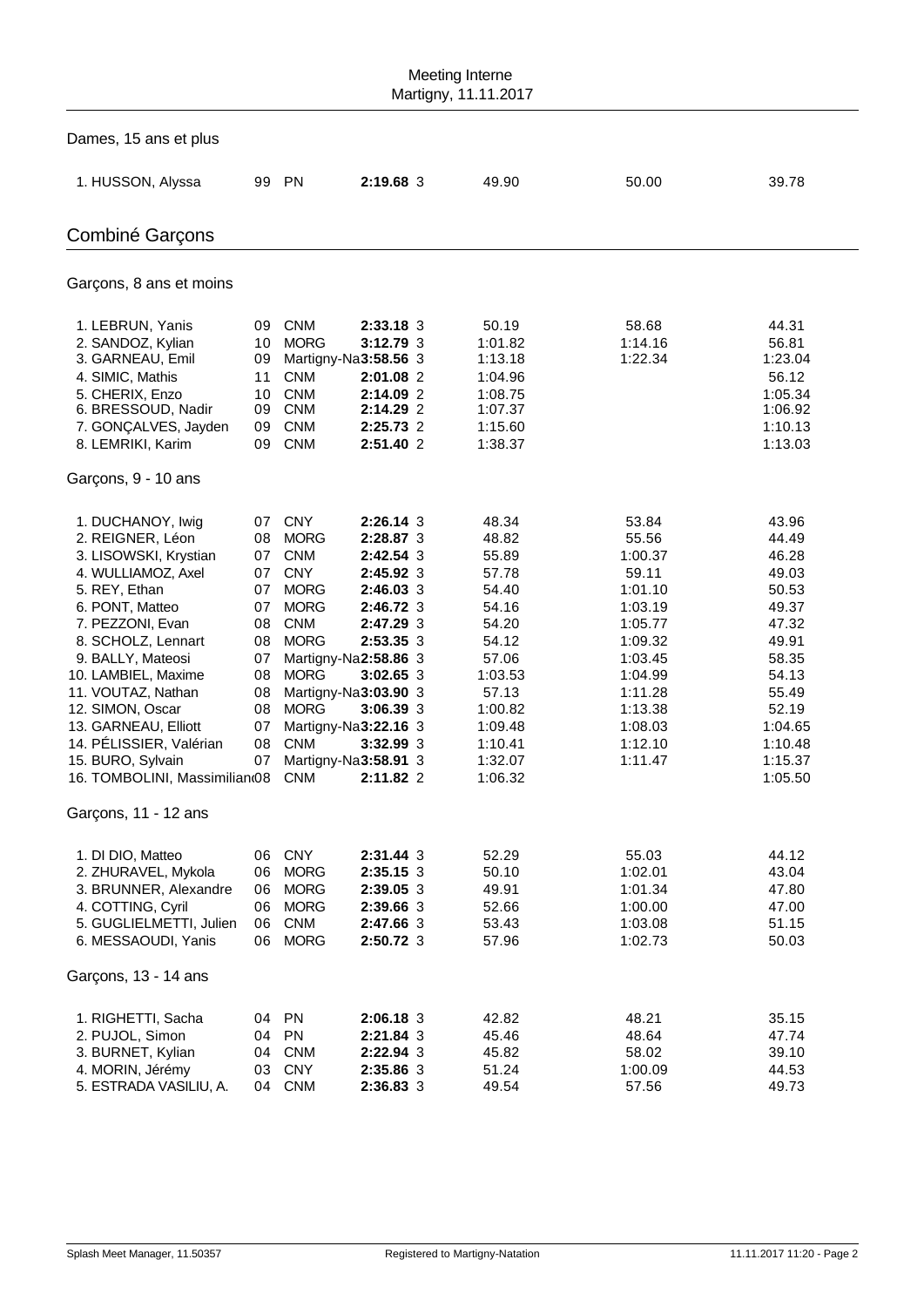Dames, 15 ans et plus

| | | | | | | | |
|---|---|---|---|---|---|---|---|
| 1. HUSSON, Alyssa | 99 | PN | **2:19.68** | 3 | 49.90 | 50.00 | 39.78 |

## Combiné Garçons

Garçons, 8 ans et moins

| | | | | | | | |
|---|---|---|---|---|---|---|---|
| 1. LEBRUN, Yanis | 09 | CNM | **2:33.18** | 3 | 50.19 | 58.68 | 44.31 |
| 2. SANDOZ, Kylian | 10 | MORG | **3:12.79** | 3 | 1:01.82 | 1:14.16 | 56.81 |
| 3. GARNEAU, Emil | 09 | Martigny-Na | **3:58.56** | 3 | 1:13.18 | 1:22.34 | 1:23.04 |
| 4. SIMIC, Mathis | 11 | CNM | **2:01.08** | 2 | 1:04.96 | | 56.12 |
| 5. CHERIX, Enzo | 10 | CNM | **2:14.09** | 2 | 1:08.75 | | 1:05.34 |
| 6. BRESSOUD, Nadir | 09 | CNM | **2:14.29** | 2 | 1:07.37 | | 1:06.92 |
| 7. GONÇALVES, Jayden | 09 | CNM | **2:25.73** | 2 | 1:15.60 | | 1:10.13 |
| 8. LEMRIKI, Karim | 09 | CNM | **2:51.40** | 2 | 1:38.37 | | 1:13.03 |

Garçons, 9 - 10 ans

| | | | | | | | |
|---|---|---|---|---|---|---|---|
| 1. DUCHANOY, Iwig | 07 | CNY | **2:26.14** | 3 | 48.34 | 53.84 | 43.96 |
| 2. REIGNER, Léon | 08 | MORG | **2:28.87** | 3 | 48.82 | 55.56 | 44.49 |
| 3. LISOWSKI, Krystian | 07 | CNM | **2:42.54** | 3 | 55.89 | 1:00.37 | 46.28 |
| 4. WULLIAMOZ, Axel | 07 | CNY | **2:45.92** | 3 | 57.78 | 59.11 | 49.03 |
| 5. REY, Ethan | 07 | MORG | **2:46.03** | 3 | 54.40 | 1:01.10 | 50.53 |
| 6. PONT, Matteo | 07 | MORG | **2:46.72** | 3 | 54.16 | 1:03.19 | 49.37 |
| 7. PEZZONI, Evan | 08 | CNM | **2:47.29** | 3 | 54.20 | 1:05.77 | 47.32 |
| 8. SCHOLZ, Lennart | 08 | MORG | **2:53.35** | 3 | 54.12 | 1:09.32 | 49.91 |
| 9. BALLY, Mateosi | 07 | Martigny-Na | **2:58.86** | 3 | 57.06 | 1:03.45 | 58.35 |
| 10. LAMBIEL, Maxime | 08 | MORG | **3:02.65** | 3 | 1:03.53 | 1:04.99 | 54.13 |
| 11. VOUTAZ, Nathan | 08 | Martigny-Na | **3:03.90** | 3 | 57.13 | 1:11.28 | 55.49 |
| 12. SIMON, Oscar | 08 | MORG | **3:06.39** | 3 | 1:00.82 | 1:13.38 | 52.19 |
| 13. GARNEAU, Elliott | 07 | Martigny-Na | **3:22.16** | 3 | 1:09.48 | 1:08.03 | 1:04.65 |
| 14. PÉLISSIER, Valérian | 08 | CNM | **3:32.99** | 3 | 1:10.41 | 1:12.10 | 1:10.48 |
| 15. BURO, Sylvain | 07 | Martigny-Na | **3:58.91** | 3 | 1:32.07 | 1:11.47 | 1:15.37 |
| 16. TOMBOLINI, Massimilian | 08 | CNM | **2:11.82** | 2 | 1:06.32 | | 1:05.50 |

Garçons, 11 - 12 ans

| | | | | | | | |
|---|---|---|---|---|---|---|---|
| 1. DI DIO, Matteo | 06 | CNY | **2:31.44** | 3 | 52.29 | 55.03 | 44.12 |
| 2. ZHURAVEL, Mykola | 06 | MORG | **2:35.15** | 3 | 50.10 | 1:02.01 | 43.04 |
| 3. BRUNNER, Alexandre | 06 | MORG | **2:39.05** | 3 | 49.91 | 1:01.34 | 47.80 |
| 4. COTTING, Cyril | 06 | MORG | **2:39.66** | 3 | 52.66 | 1:00.00 | 47.00 |
| 5. GUGLIELMETTI, Julien | 06 | CNM | **2:47.66** | 3 | 53.43 | 1:03.08 | 51.15 |
| 6. MESSAOUDI, Yanis | 06 | MORG | **2:50.72** | 3 | 57.96 | 1:02.73 | 50.03 |

Garçons, 13 - 14 ans

| | | | | | | | |
|---|---|---|---|---|---|---|---|
| 1. RIGHETTI, Sacha | 04 | PN | **2:06.18** | 3 | 42.82 | 48.21 | 35.15 |
| 2. PUJOL, Simon | 04 | PN | **2:21.84** | 3 | 45.46 | 48.64 | 47.74 |
| 3. BURNET, Kylian | 04 | CNM | **2:22.94** | 3 | 45.82 | 58.02 | 39.10 |
| 4. MORIN, Jérémy | 03 | CNY | **2:35.86** | 3 | 51.24 | 1:00.09 | 44.53 |
| 5. ESTRADA VASILIU, A. | 04 | CNM | **2:36.83** | 3 | 49.54 | 57.56 | 49.73 |